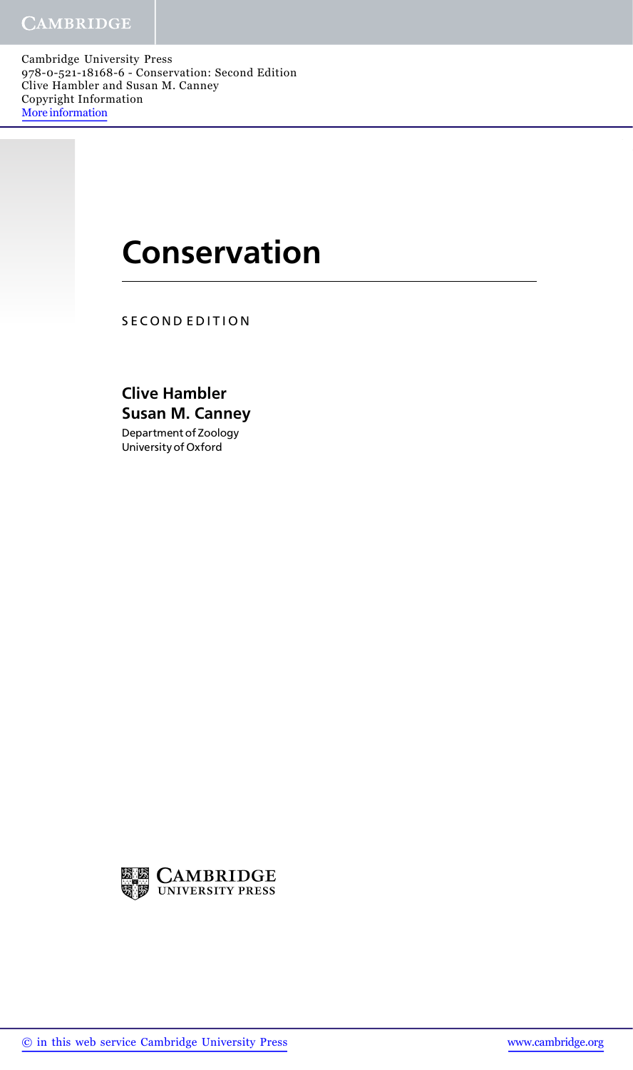# Conservation

SECOND EDITION

**Clive Hambler**
**Susan M. Canney**

Department of Zoology
University of Oxford

CAMBRIDGE UNIVERSITY PRESS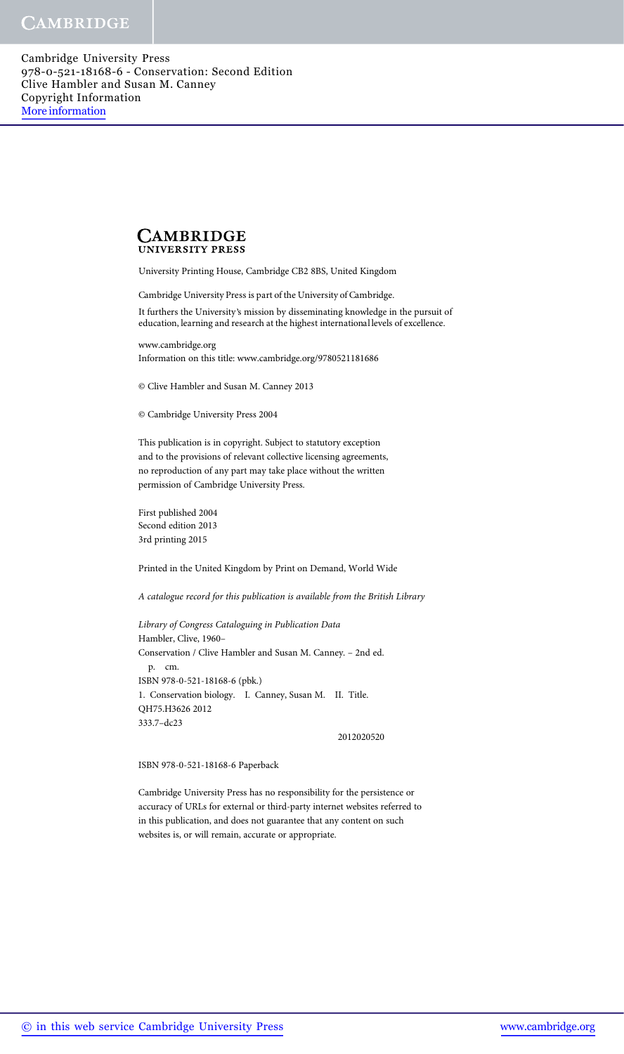Cambridge University Press
978-0-521-18168-6 - Conservation: Second Edition
Clive Hambler and Susan M. Canney
Copyright Information
More information

**CAMBRIDGE**
**UNIVERSITY PRESS**

University Printing House, Cambridge CB2 8BS, United Kingdom

Cambridge University Press is part of the University of Cambridge.

It furthers the University's mission by disseminating knowledge in the pursuit of education, learning and research at the highest international levels of excellence.

www.cambridge.org
Information on this title: www.cambridge.org/9780521181686

© Clive Hambler and Susan M. Canney 2013

© Cambridge University Press 2004

This publication is in copyright. Subject to statutory exception and to the provisions of relevant collective licensing agreements, no reproduction of any part may take place without the written permission of Cambridge University Press.

First published 2004
Second edition 2013
3rd printing 2015

Printed in the United Kingdom by Print on Demand, World Wide

*A catalogue record for this publication is available from the British Library*

*Library of Congress Cataloguing in Publication Data*
Hambler, Clive, 1960–
Conservation / Clive Hambler and Susan M. Canney. – 2nd ed.
p. cm.
ISBN 978-0-521-18168-6 (pbk.)
1. Conservation biology. I. Canney, Susan M. II. Title.
QH75.H3626 2012
333.7–dc23

2012020520

ISBN 978-0-521-18168-6 Paperback

Cambridge University Press has no responsibility for the persistence or accuracy of URLs for external or third-party internet websites referred to in this publication, and does not guarantee that any content on such websites is, or will remain, accurate or appropriate.